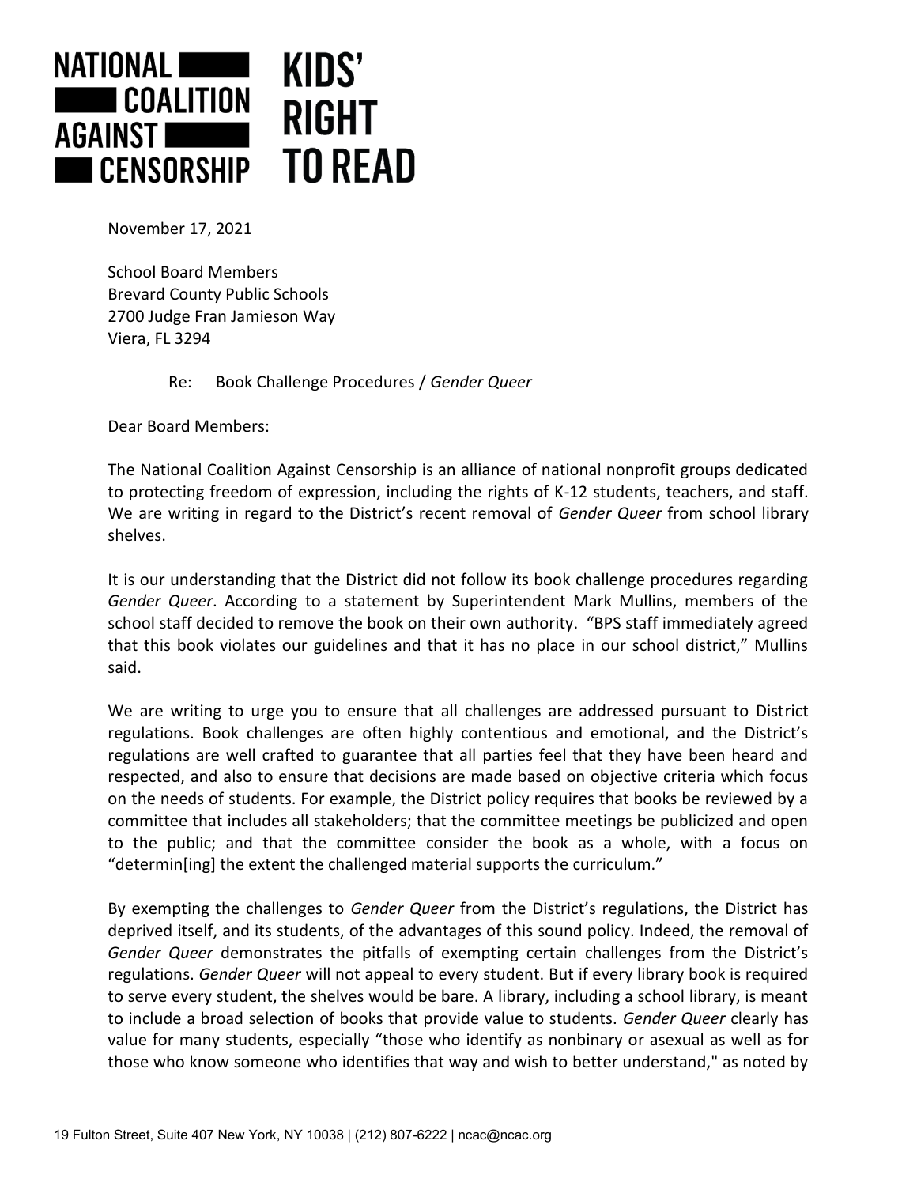NATIONAL COALITION AGAINST CENSORSHIP

KIDS' RIGHT TO READ

November 17, 2021

School Board Members  
Brevard County Public Schools  
2700 Judge Fran Jamieson Way  
Viera, FL 3294

Re: Book Challenge Procedures / *Gender Queer*

Dear Board Members:

The National Coalition Against Censorship is an alliance of national nonprofit groups dedicated to protecting freedom of expression, including the rights of K-12 students, teachers, and staff. We are writing in regard to the District's recent removal of *Gender Queer* from school library shelves.

It is our understanding that the District did not follow its book challenge procedures regarding *Gender Queer*. According to a statement by Superintendent Mark Mullins, members of the school staff decided to remove the book on their own authority. "BPS staff immediately agreed that this book violates our guidelines and that it has no place in our school district," Mullins said.

We are writing to urge you to ensure that all challenges are addressed pursuant to District regulations. Book challenges are often highly contentious and emotional, and the District's regulations are well crafted to guarantee that all parties feel that they have been heard and respected, and also to ensure that decisions are made based on objective criteria which focus on the needs of students. For example, the District policy requires that books be reviewed by a committee that includes all stakeholders; that the committee meetings be publicized and open to the public; and that the committee consider the book as a whole, with a focus on "determin[ing] the extent the challenged material supports the curriculum."

By exempting the challenges to *Gender Queer* from the District's regulations, the District has deprived itself, and its students, of the advantages of this sound policy. Indeed, the removal of *Gender Queer* demonstrates the pitfalls of exempting certain challenges from the District's regulations. *Gender Queer* will not appeal to every student. But if every library book is required to serve every student, the shelves would be bare. A library, including a school library, is meant to include a broad selection of books that provide value to students. *Gender Queer* clearly has value for many students, especially "those who identify as nonbinary or asexual as well as for those who know someone who identifies that way and wish to better understand," as noted by

19 Fulton Street, Suite 407 New York, NY 10038 | (212) 807-6222 | ncac@ncac.org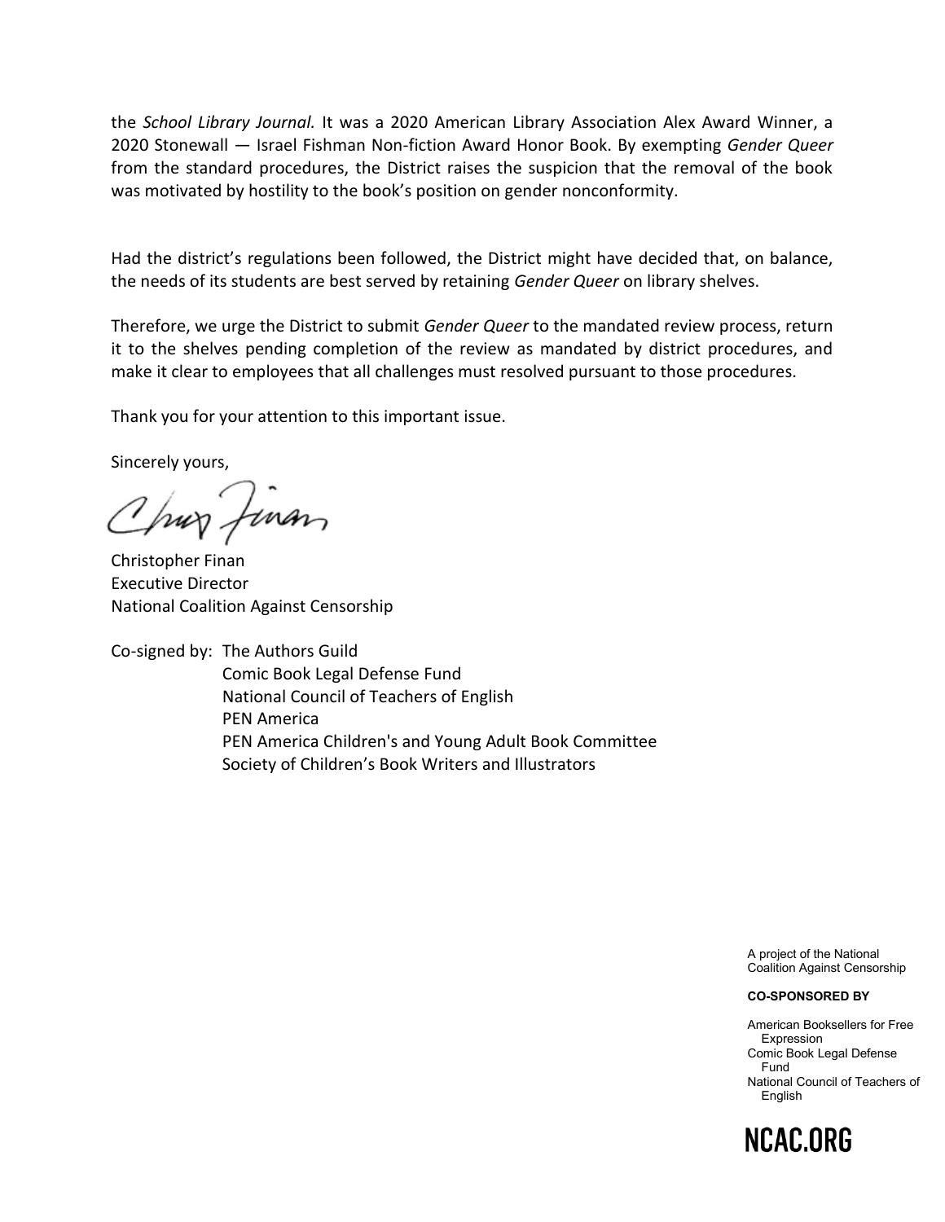the *School Library Journal.* It was a 2020 American Library Association Alex Award Winner, a 2020 Stonewall — Israel Fishman Non-fiction Award Honor Book. By exempting *Gender Queer* from the standard procedures, the District raises the suspicion that the removal of the book was motivated by hostility to the book's position on gender nonconformity.

Had the district's regulations been followed, the District might have decided that, on balance, the needs of its students are best served by retaining *Gender Queer* on library shelves.

Therefore, we urge the District to submit *Gender Queer* to the mandated review process, return it to the shelves pending completion of the review as mandated by district procedures, and make it clear to employees that all challenges must resolved pursuant to those procedures.

Thank you for your attention to this important issue.

Sincerely yours,

Christopher Finan
Executive Director
National Coalition Against Censorship

Co-signed by: The Authors Guild
Comic Book Legal Defense Fund
National Council of Teachers of English
PEN America
PEN America Children's and Young Adult Book Committee
Society of Children's Book Writers and Illustrators

A project of the National Coalition Against Censorship

**CO-SPONSORED BY**

American Booksellers for Free Expression
Comic Book Legal Defense Fund
National Council of Teachers of English

**NCAC.ORG**